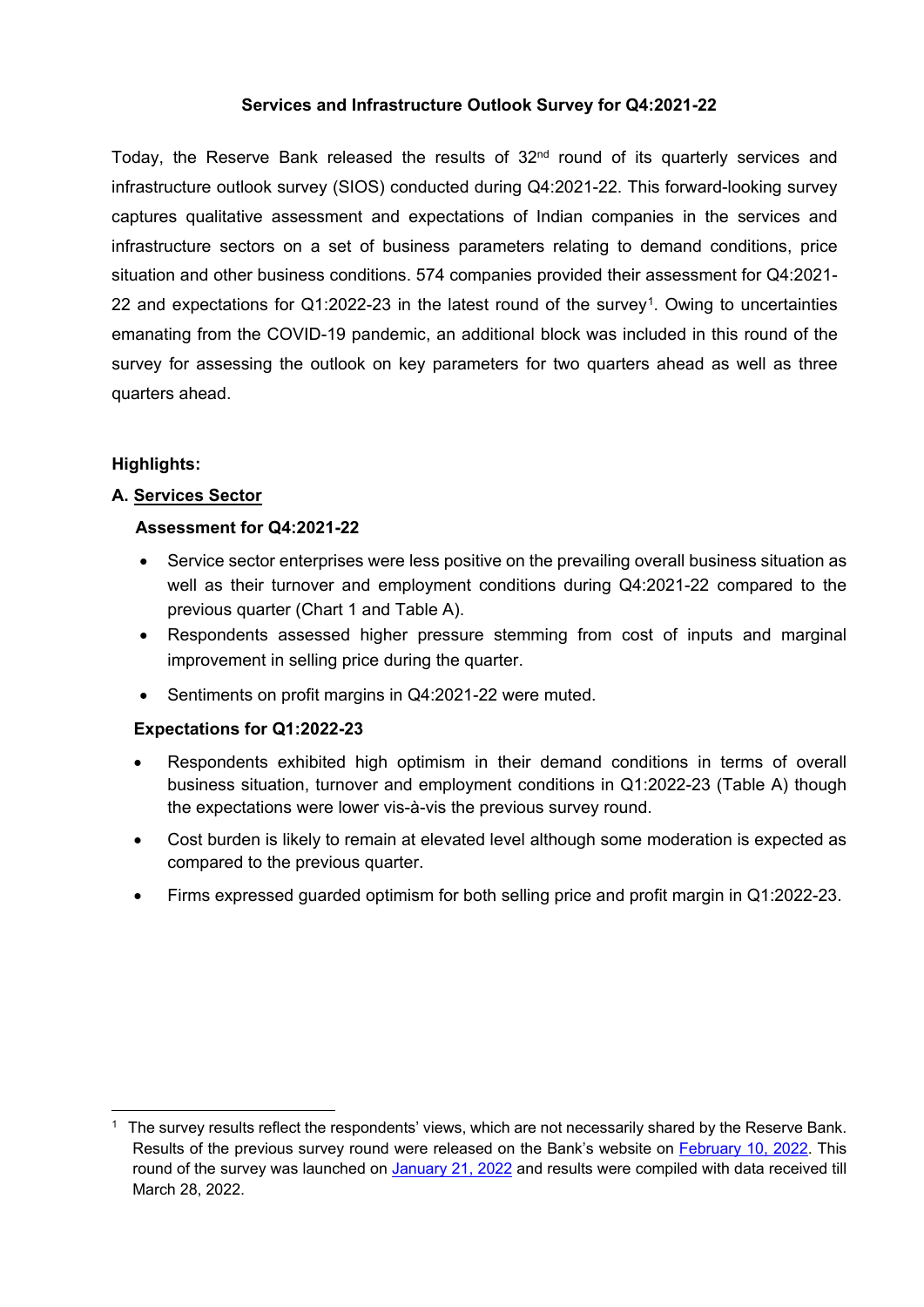# Services and Infrastructure Outlook Survey for Q4:2021-22

Today, the Reserve Bank released the results of 32nd round of its quarterly services and infrastructure outlook survey (SIOS) conducted during Q4:2021-22. This forward-looking survey captures qualitative assessment and expectations of Indian companies in the services and infrastructure sectors on a set of business parameters relating to demand conditions, price situation and other business conditions. 574 companies provided their assessment for Q4:2021-22 and expectations for Q1:2022-23 in the latest round of the survey[1]. Owing to uncertainties emanating from the COVID-19 pandemic, an additional block was included in this round of the survey for assessing the outlook on key parameters for two quarters ahead as well as three quarters ahead.

## Highlights:

### A. Services Sector

#### Assessment for Q4:2021-22

- Service sector enterprises were less positive on the prevailing overall business situation as well as their turnover and employment conditions during Q4:2021-22 compared to the previous quarter (Chart 1 and Table A).
- Respondents assessed higher pressure stemming from cost of inputs and marginal improvement in selling price during the quarter.
- Sentiments on profit margins in Q4:2021-22 were muted.

#### Expectations for Q1:2022-23

- Respondents exhibited high optimism in their demand conditions in terms of overall business situation, turnover and employment conditions in Q1:2022-23 (Table A) though the expectations were lower vis-à-vis the previous survey round.
- Cost burden is likely to remain at elevated level although some moderation is expected as compared to the previous quarter.
- Firms expressed guarded optimism for both selling price and profit margin in Q1:2022-23.

---

[1] The survey results reflect the respondents' views, which are not necessarily shared by the Reserve Bank. Results of the previous survey round were released on the Bank's website on February 10, 2022. This round of the survey was launched on January 21, 2022 and results were compiled with data received till March 28, 2022.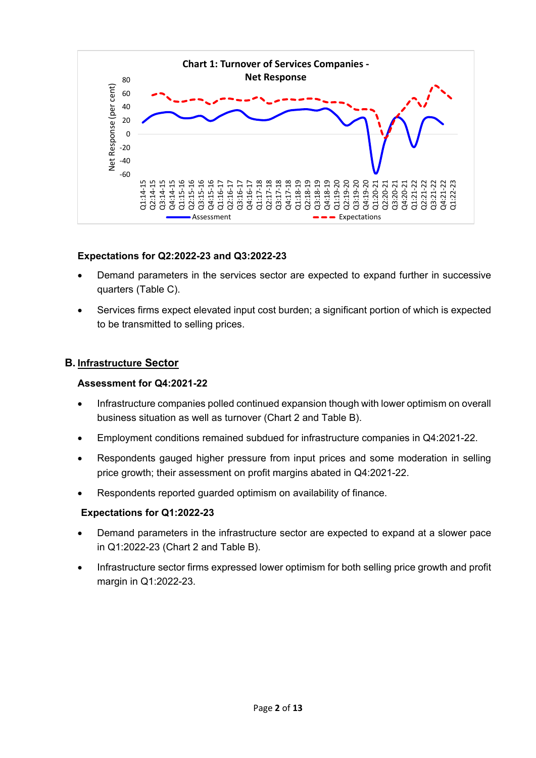**Chart 1: Turnover of Services Companies - Net Response**

#### Expectations for Q2:2022-23 and Q3:2022-23

- Demand parameters in the services sector are expected to expand further in successive quarters (Table C).
- Services firms expect elevated input cost burden; a significant portion of which is expected to be transmitted to selling prices.

## B. Infrastructure Sector

#### Assessment for Q4:2021-22

- Infrastructure companies polled continued expansion though with lower optimism on overall business situation as well as turnover (Chart 2 and Table B).
- Employment conditions remained subdued for infrastructure companies in Q4:2021-22.
- Respondents gauged higher pressure from input prices and some moderation in selling price growth; their assessment on profit margins abated in Q4:2021-22.
- Respondents reported guarded optimism on availability of finance.

#### Expectations for Q1:2022-23

- Demand parameters in the infrastructure sector are expected to expand at a slower pace in Q1:2022-23 (Chart 2 and Table B).
- Infrastructure sector firms expressed lower optimism for both selling price growth and profit margin in Q1:2022-23.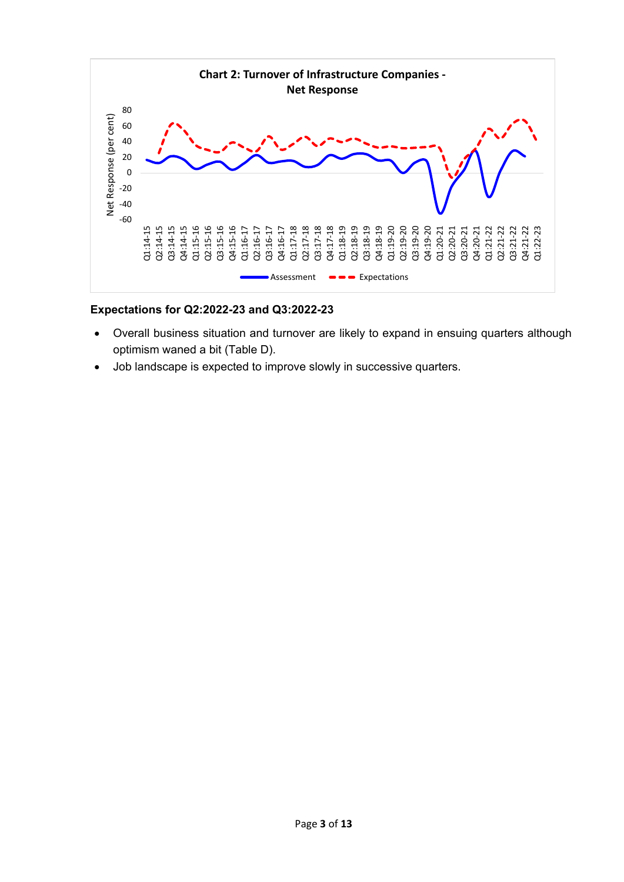**Chart 2: Turnover of Infrastructure Companies - Net Response**

### Expectations for Q2:2022-23 and Q3:2022-23

- Overall business situation and turnover are likely to expand in ensuing quarters although optimism waned a bit (Table D).
- Job landscape is expected to improve slowly in successive quarters.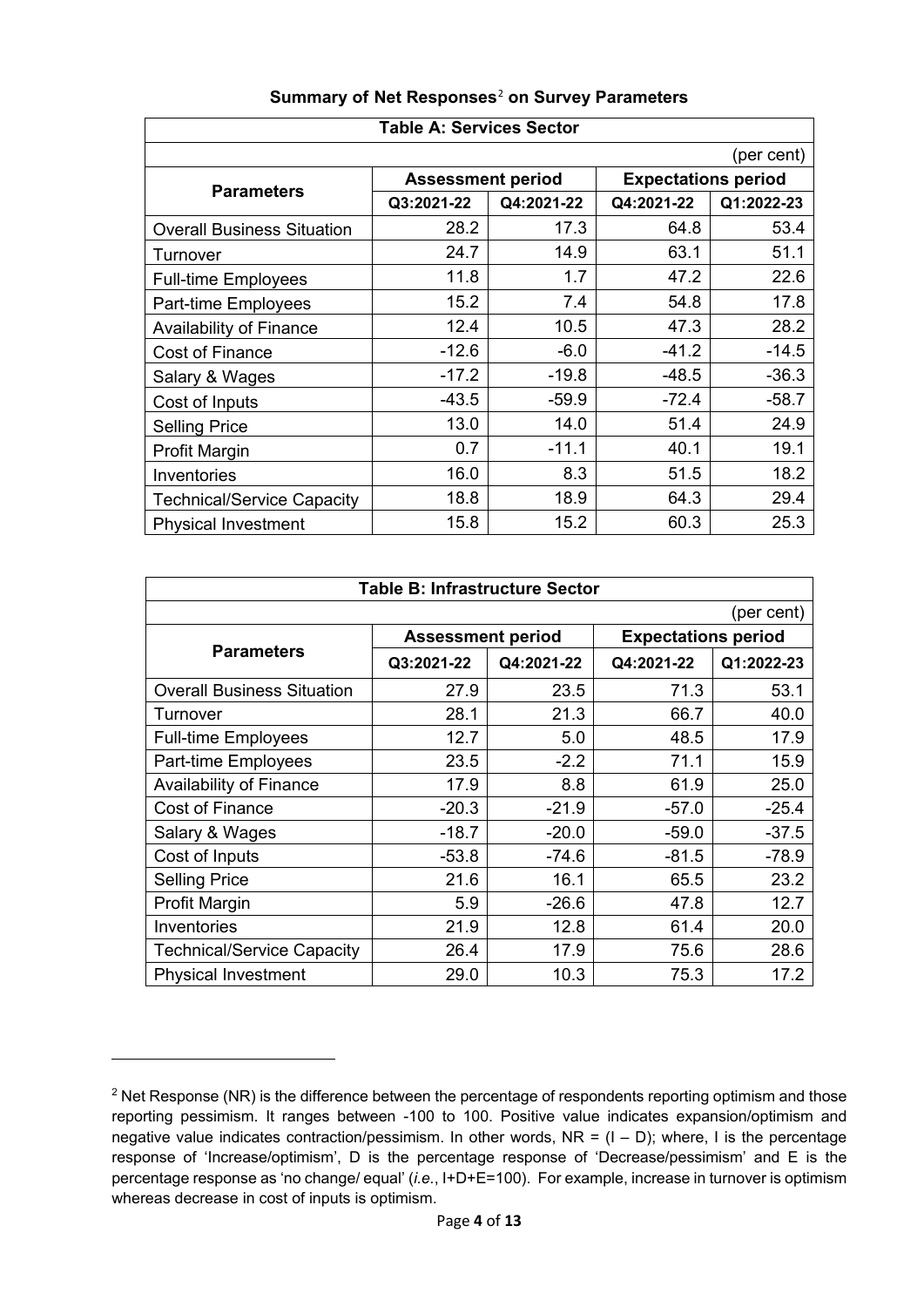**Summary of Net Responses[2] on Survey Parameters**

| Table A: Services Sector | | | | |
|---|---|---|---|---|
| | | | | (per cent) |
| Parameters | Assessment period | | Expectations period | |
| | Q3:2021-22 | Q4:2021-22 | Q4:2021-22 | Q1:2022-23 |
| Overall Business Situation | 28.2 | 17.3 | 64.8 | 53.4 |
| Turnover | 24.7 | 14.9 | 63.1 | 51.1 |
| Full-time Employees | 11.8 | 1.7 | 47.2 | 22.6 |
| Part-time Employees | 15.2 | 7.4 | 54.8 | 17.8 |
| Availability of Finance | 12.4 | 10.5 | 47.3 | 28.2 |
| Cost of Finance | -12.6 | -6.0 | -41.2 | -14.5 |
| Salary & Wages | -17.2 | -19.8 | -48.5 | -36.3 |
| Cost of Inputs | -43.5 | -59.9 | -72.4 | -58.7 |
| Selling Price | 13.0 | 14.0 | 51.4 | 24.9 |
| Profit Margin | 0.7 | -11.1 | 40.1 | 19.1 |
| Inventories | 16.0 | 8.3 | 51.5 | 18.2 |
| Technical/Service Capacity | 18.8 | 18.9 | 64.3 | 29.4 |
| Physical Investment | 15.8 | 15.2 | 60.3 | 25.3 |

| Table B: Infrastructure Sector | | | | |
|---|---|---|---|---|
| | | | | (per cent) |
| Parameters | Assessment period | | Expectations period | |
| | Q3:2021-22 | Q4:2021-22 | Q4:2021-22 | Q1:2022-23 |
| Overall Business Situation | 27.9 | 23.5 | 71.3 | 53.1 |
| Turnover | 28.1 | 21.3 | 66.7 | 40.0 |
| Full-time Employees | 12.7 | 5.0 | 48.5 | 17.9 |
| Part-time Employees | 23.5 | -2.2 | 71.1 | 15.9 |
| Availability of Finance | 17.9 | 8.8 | 61.9 | 25.0 |
| Cost of Finance | -20.3 | -21.9 | -57.0 | -25.4 |
| Salary & Wages | -18.7 | -20.0 | -59.0 | -37.5 |
| Cost of Inputs | -53.8 | -74.6 | -81.5 | -78.9 |
| Selling Price | 21.6 | 16.1 | 65.5 | 23.2 |
| Profit Margin | 5.9 | -26.6 | 47.8 | 12.7 |
| Inventories | 21.9 | 12.8 | 61.4 | 20.0 |
| Technical/Service Capacity | 26.4 | 17.9 | 75.6 | 28.6 |
| Physical Investment | 29.0 | 10.3 | 75.3 | 17.2 |

[2] Net Response (NR) is the difference between the percentage of respondents reporting optimism and those reporting pessimism. It ranges between -100 to 100. Positive value indicates expansion/optimism and negative value indicates contraction/pessimism. In other words, NR = (I – D); where, I is the percentage response of 'Increase/optimism', D is the percentage response of 'Decrease/pessimism' and E is the percentage response as 'no change/ equal' (*i.e.*, I+D+E=100). For example, increase in turnover is optimism whereas decrease in cost of inputs is optimism.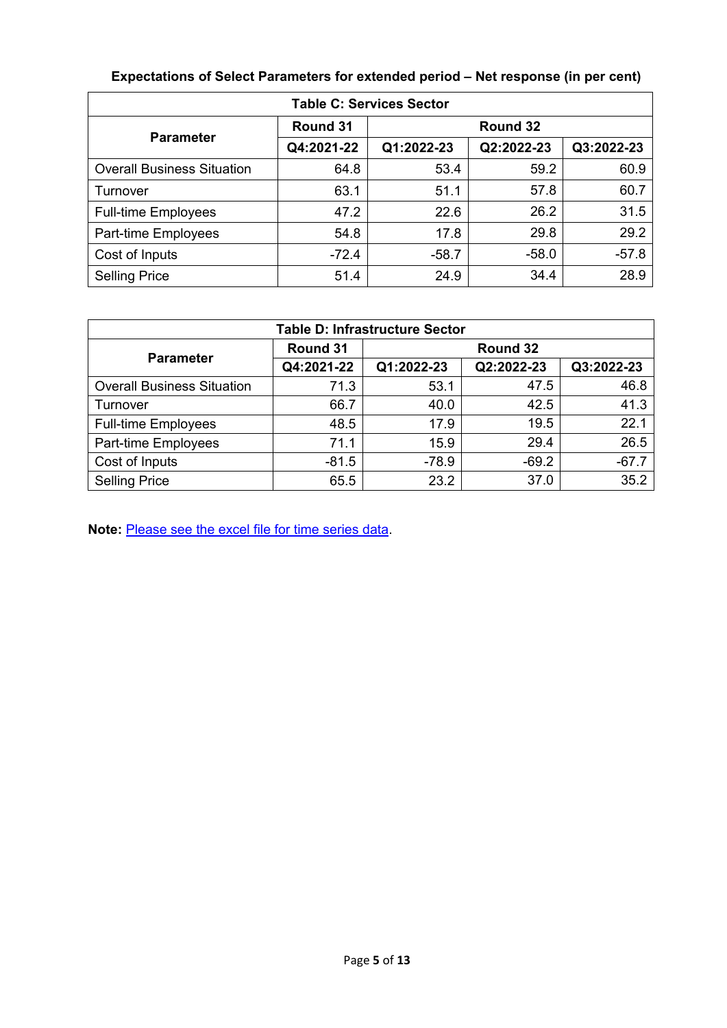**Expectations of Select Parameters for extended period – Net response (in per cent)**

| Table C: Services Sector | | | | |
|---|---|---|---|---|
| **Parameter** | **Round 31** | **Round 32** | | |
| | **Q4:2021-22** | **Q1:2022-23** | **Q2:2022-23** | **Q3:2022-23** |
| Overall Business Situation | 64.8 | 53.4 | 59.2 | 60.9 |
| Turnover | 63.1 | 51.1 | 57.8 | 60.7 |
| Full-time Employees | 47.2 | 22.6 | 26.2 | 31.5 |
| Part-time Employees | 54.8 | 17.8 | 29.8 | 29.2 |
| Cost of Inputs | -72.4 | -58.7 | -58.0 | -57.8 |
| Selling Price | 51.4 | 24.9 | 34.4 | 28.9 |

| Table D: Infrastructure Sector | | | | |
|---|---|---|---|---|
| **Parameter** | **Round 31** | **Round 32** | | |
| | **Q4:2021-22** | **Q1:2022-23** | **Q2:2022-23** | **Q3:2022-23** |
| Overall Business Situation | 71.3 | 53.1 | 47.5 | 46.8 |
| Turnover | 66.7 | 40.0 | 42.5 | 41.3 |
| Full-time Employees | 48.5 | 17.9 | 19.5 | 22.1 |
| Part-time Employees | 71.1 | 15.9 | 29.4 | 26.5 |
| Cost of Inputs | -81.5 | -78.9 | -69.2 | -67.7 |
| Selling Price | 65.5 | 23.2 | 37.0 | 35.2 |

**Note:** Please see the excel file for time series data.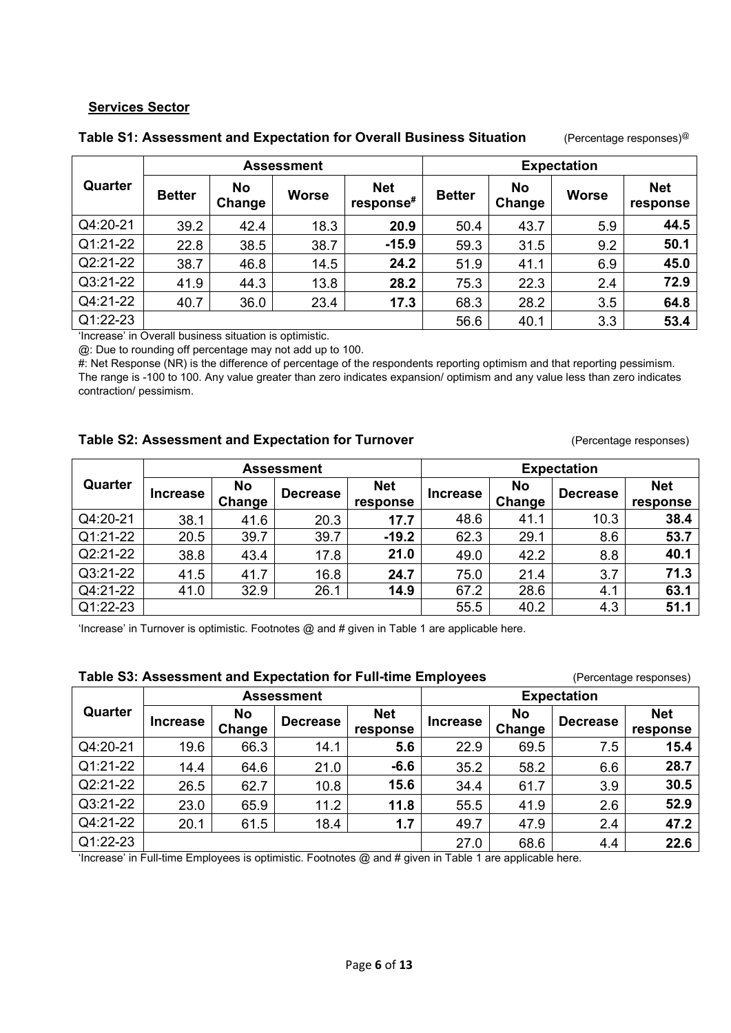**Services Sector**

**Table S1: Assessment and Expectation for Overall Business Situation** (Percentage responses)[@]

| Quarter | Assessment | | | | Expectation | | | |
|---|---|---|---|---|---|---|---|---|
| | Better | No Change | Worse | Net response[#] | Better | No Change | Worse | Net response |
| Q4:20-21 | 39.2 | 42.4 | 18.3 | **20.9** | 50.4 | 43.7 | 5.9 | **44.5** |
| Q1:21-22 | 22.8 | 38.5 | 38.7 | **-15.9** | 59.3 | 31.5 | 9.2 | **50.1** |
| Q2:21-22 | 38.7 | 46.8 | 14.5 | **24.2** | 51.9 | 41.1 | 6.9 | **45.0** |
| Q3:21-22 | 41.9 | 44.3 | 13.8 | **28.2** | 75.3 | 22.3 | 2.4 | **72.9** |
| Q4:21-22 | 40.7 | 36.0 | 23.4 | **17.3** | 68.3 | 28.2 | 3.5 | **64.8** |
| Q1:22-23 | | | | | 56.6 | 40.1 | 3.3 | **53.4** |

'Increase' in Overall business situation is optimistic.

@: Due to rounding off percentage may not add up to 100.

#: Net Response (NR) is the difference of percentage of the respondents reporting optimism and that reporting pessimism. The range is -100 to 100. Any value greater than zero indicates expansion/ optimism and any value less than zero indicates contraction/ pessimism.

**Table S2: Assessment and Expectation for Turnover** (Percentage responses)

| Quarter | Assessment | | | | Expectation | | | |
|---|---|---|---|---|---|---|---|---|
| | Increase | No Change | Decrease | Net response | Increase | No Change | Decrease | Net response |
| Q4:20-21 | 38.1 | 41.6 | 20.3 | **17.7** | 48.6 | 41.1 | 10.3 | **38.4** |
| Q1:21-22 | 20.5 | 39.7 | 39.7 | **-19.2** | 62.3 | 29.1 | 8.6 | **53.7** |
| Q2:21-22 | 38.8 | 43.4 | 17.8 | **21.0** | 49.0 | 42.2 | 8.8 | **40.1** |
| Q3:21-22 | 41.5 | 41.7 | 16.8 | **24.7** | 75.0 | 21.4 | 3.7 | **71.3** |
| Q4:21-22 | 41.0 | 32.9 | 26.1 | **14.9** | 67.2 | 28.6 | 4.1 | **63.1** |
| Q1:22-23 | | | | | 55.5 | 40.2 | 4.3 | **51.1** |

'Increase' in Turnover is optimistic. Footnotes @ and # given in Table 1 are applicable here.

**Table S3: Assessment and Expectation for Full-time Employees** (Percentage responses)

| Quarter | Assessment | | | | Expectation | | | |
|---|---|---|---|---|---|---|---|---|
| | Increase | No Change | Decrease | Net response | Increase | No Change | Decrease | Net response |
| Q4:20-21 | 19.6 | 66.3 | 14.1 | **5.6** | 22.9 | 69.5 | 7.5 | **15.4** |
| Q1:21-22 | 14.4 | 64.6 | 21.0 | **-6.6** | 35.2 | 58.2 | 6.6 | **28.7** |
| Q2:21-22 | 26.5 | 62.7 | 10.8 | **15.6** | 34.4 | 61.7 | 3.9 | **30.5** |
| Q3:21-22 | 23.0 | 65.9 | 11.2 | **11.8** | 55.5 | 41.9 | 2.6 | **52.9** |
| Q4:21-22 | 20.1 | 61.5 | 18.4 | **1.7** | 49.7 | 47.9 | 2.4 | **47.2** |
| Q1:22-23 | | | | | 27.0 | 68.6 | 4.4 | **22.6** |

'Increase' in Full-time Employees is optimistic. Footnotes @ and # given in Table 1 are applicable here.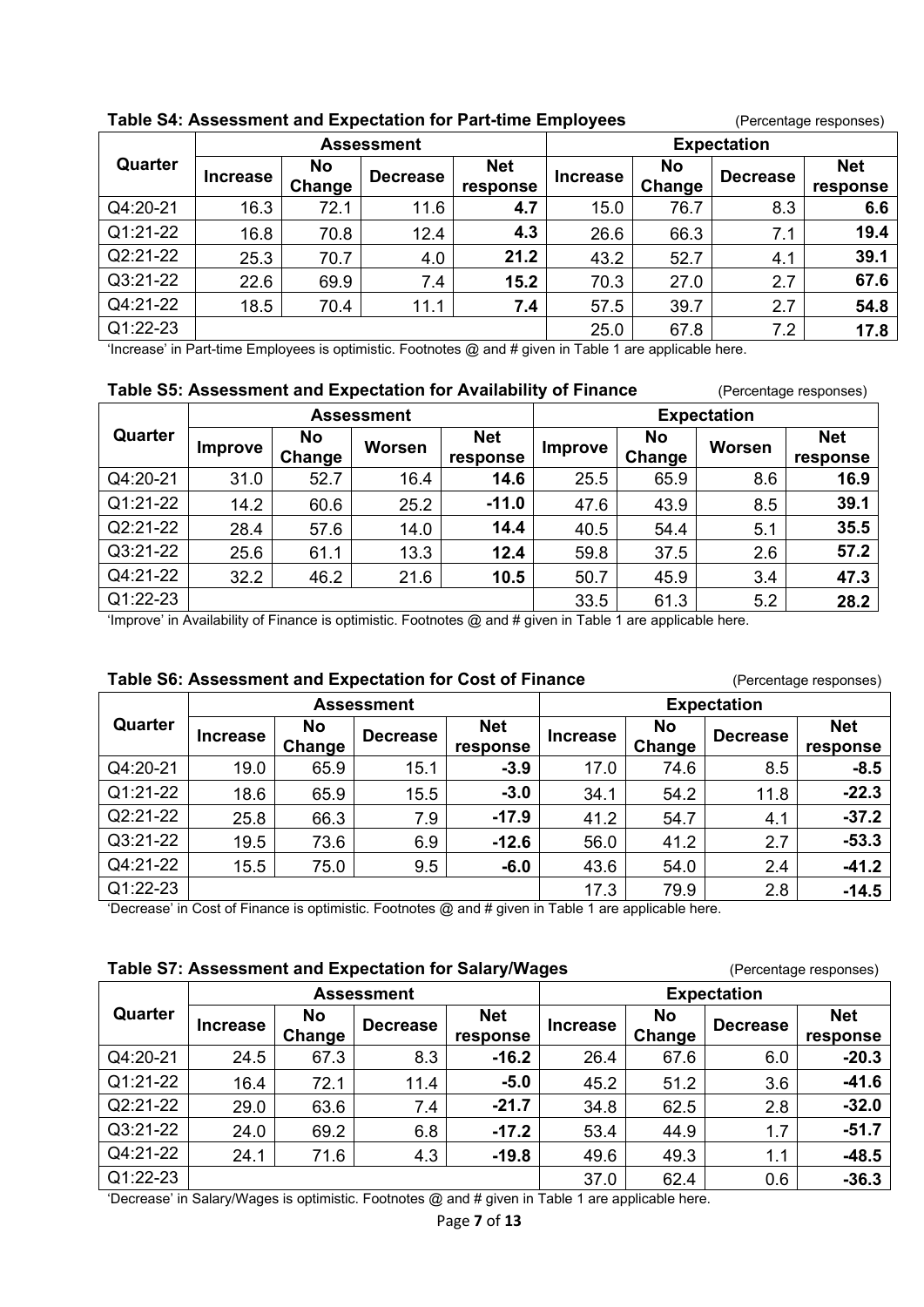**Table S4: Assessment and Expectation for Part-time Employees** (Percentage responses)

| Quarter | Assessment | | | | Expectation | | | |
|---|---|---|---|---|---|---|---|---|
| | Increase | No Change | Decrease | Net response | Increase | No Change | Decrease | Net response |
| Q4:20-21 | 16.3 | 72.1 | 11.6 | **4.7** | 15.0 | 76.7 | 8.3 | **6.6** |
| Q1:21-22 | 16.8 | 70.8 | 12.4 | **4.3** | 26.6 | 66.3 | 7.1 | **19.4** |
| Q2:21-22 | 25.3 | 70.7 | 4.0 | **21.2** | 43.2 | 52.7 | 4.1 | **39.1** |
| Q3:21-22 | 22.6 | 69.9 | 7.4 | **15.2** | 70.3 | 27.0 | 2.7 | **67.6** |
| Q4:21-22 | 18.5 | 70.4 | 11.1 | **7.4** | 57.5 | 39.7 | 2.7 | **54.8** |
| Q1:22-23 | | | | | 25.0 | 67.8 | 7.2 | **17.8** |

'Increase' in Part-time Employees is optimistic. Footnotes @ and # given in Table 1 are applicable here.

**Table S5: Assessment and Expectation for Availability of Finance** (Percentage responses)

| Quarter | Assessment | | | | Expectation | | | |
|---|---|---|---|---|---|---|---|---|
| | Improve | No Change | Worsen | Net response | Improve | No Change | Worsen | Net response |
| Q4:20-21 | 31.0 | 52.7 | 16.4 | **14.6** | 25.5 | 65.9 | 8.6 | **16.9** |
| Q1:21-22 | 14.2 | 60.6 | 25.2 | **-11.0** | 47.6 | 43.9 | 8.5 | **39.1** |
| Q2:21-22 | 28.4 | 57.6 | 14.0 | **14.4** | 40.5 | 54.4 | 5.1 | **35.5** |
| Q3:21-22 | 25.6 | 61.1 | 13.3 | **12.4** | 59.8 | 37.5 | 2.6 | **57.2** |
| Q4:21-22 | 32.2 | 46.2 | 21.6 | **10.5** | 50.7 | 45.9 | 3.4 | **47.3** |
| Q1:22-23 | | | | | 33.5 | 61.3 | 5.2 | **28.2** |

'Improve' in Availability of Finance is optimistic. Footnotes @ and # given in Table 1 are applicable here.

**Table S6: Assessment and Expectation for Cost of Finance** (Percentage responses)

| Quarter | Assessment | | | | Expectation | | | |
|---|---|---|---|---|---|---|---|---|
| | Increase | No Change | Decrease | Net response | Increase | No Change | Decrease | Net response |
| Q4:20-21 | 19.0 | 65.9 | 15.1 | **-3.9** | 17.0 | 74.6 | 8.5 | **-8.5** |
| Q1:21-22 | 18.6 | 65.9 | 15.5 | **-3.0** | 34.1 | 54.2 | 11.8 | **-22.3** |
| Q2:21-22 | 25.8 | 66.3 | 7.9 | **-17.9** | 41.2 | 54.7 | 4.1 | **-37.2** |
| Q3:21-22 | 19.5 | 73.6 | 6.9 | **-12.6** | 56.0 | 41.2 | 2.7 | **-53.3** |
| Q4:21-22 | 15.5 | 75.0 | 9.5 | **-6.0** | 43.6 | 54.0 | 2.4 | **-41.2** |
| Q1:22-23 | | | | | 17.3 | 79.9 | 2.8 | **-14.5** |

'Decrease' in Cost of Finance is optimistic. Footnotes @ and # given in Table 1 are applicable here.

**Table S7: Assessment and Expectation for Salary/Wages** (Percentage responses)

| Quarter | Assessment | | | | Expectation | | | |
|---|---|---|---|---|---|---|---|---|
| | Increase | No Change | Decrease | Net response | Increase | No Change | Decrease | Net response |
| Q4:20-21 | 24.5 | 67.3 | 8.3 | **-16.2** | 26.4 | 67.6 | 6.0 | **-20.3** |
| Q1:21-22 | 16.4 | 72.1 | 11.4 | **-5.0** | 45.2 | 51.2 | 3.6 | **-41.6** |
| Q2:21-22 | 29.0 | 63.6 | 7.4 | **-21.7** | 34.8 | 62.5 | 2.8 | **-32.0** |
| Q3:21-22 | 24.0 | 69.2 | 6.8 | **-17.2** | 53.4 | 44.9 | 1.7 | **-51.7** |
| Q4:21-22 | 24.1 | 71.6 | 4.3 | **-19.8** | 49.6 | 49.3 | 1.1 | **-48.5** |
| Q1:22-23 | | | | | 37.0 | 62.4 | 0.6 | **-36.3** |

'Decrease' in Salary/Wages is optimistic. Footnotes @ and # given in Table 1 are applicable here.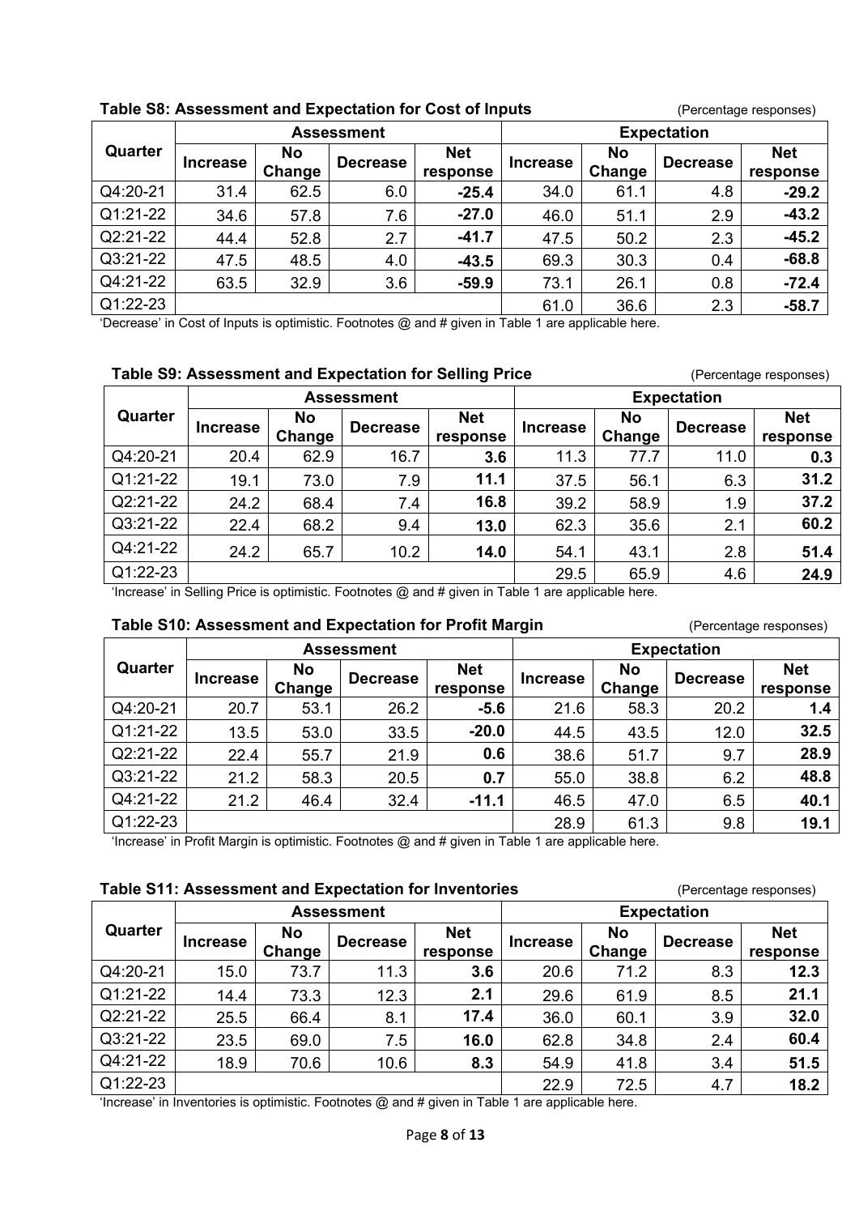**Table S8: Assessment and Expectation for Cost of Inputs** (Percentage responses)

| Quarter | Assessment | | | | Expectation | | | |
|---|---|---|---|---|---|---|---|---|
| | Increase | No Change | Decrease | Net response | Increase | No Change | Decrease | Net response |
| Q4:20-21 | 31.4 | 62.5 | 6.0 | **-25.4** | 34.0 | 61.1 | 4.8 | **-29.2** |
| Q1:21-22 | 34.6 | 57.8 | 7.6 | **-27.0** | 46.0 | 51.1 | 2.9 | **-43.2** |
| Q2:21-22 | 44.4 | 52.8 | 2.7 | **-41.7** | 47.5 | 50.2 | 2.3 | **-45.2** |
| Q3:21-22 | 47.5 | 48.5 | 4.0 | **-43.5** | 69.3 | 30.3 | 0.4 | **-68.8** |
| Q4:21-22 | 63.5 | 32.9 | 3.6 | **-59.9** | 73.1 | 26.1 | 0.8 | **-72.4** |
| Q1:22-23 | | | | | 61.0 | 36.6 | 2.3 | **-58.7** |

'Decrease' in Cost of Inputs is optimistic. Footnotes @ and # given in Table 1 are applicable here.

**Table S9: Assessment and Expectation for Selling Price** (Percentage responses)

| Quarter | Assessment | | | | Expectation | | | |
|---|---|---|---|---|---|---|---|---|
| | Increase | No Change | Decrease | Net response | Increase | No Change | Decrease | Net response |
| Q4:20-21 | 20.4 | 62.9 | 16.7 | **3.6** | 11.3 | 77.7 | 11.0 | **0.3** |
| Q1:21-22 | 19.1 | 73.0 | 7.9 | **11.1** | 37.5 | 56.1 | 6.3 | **31.2** |
| Q2:21-22 | 24.2 | 68.4 | 7.4 | **16.8** | 39.2 | 58.9 | 1.9 | **37.2** |
| Q3:21-22 | 22.4 | 68.2 | 9.4 | **13.0** | 62.3 | 35.6 | 2.1 | **60.2** |
| Q4:21-22 | 24.2 | 65.7 | 10.2 | **14.0** | 54.1 | 43.1 | 2.8 | **51.4** |
| Q1:22-23 | | | | | 29.5 | 65.9 | 4.6 | **24.9** |

'Increase' in Selling Price is optimistic. Footnotes @ and # given in Table 1 are applicable here.

**Table S10: Assessment and Expectation for Profit Margin** (Percentage responses)

| Quarter | Assessment | | | | Expectation | | | |
|---|---|---|---|---|---|---|---|---|
| | Increase | No Change | Decrease | Net response | Increase | No Change | Decrease | Net response |
| Q4:20-21 | 20.7 | 53.1 | 26.2 | **-5.6** | 21.6 | 58.3 | 20.2 | **1.4** |
| Q1:21-22 | 13.5 | 53.0 | 33.5 | **-20.0** | 44.5 | 43.5 | 12.0 | **32.5** |
| Q2:21-22 | 22.4 | 55.7 | 21.9 | **0.6** | 38.6 | 51.7 | 9.7 | **28.9** |
| Q3:21-22 | 21.2 | 58.3 | 20.5 | **0.7** | 55.0 | 38.8 | 6.2 | **48.8** |
| Q4:21-22 | 21.2 | 46.4 | 32.4 | **-11.1** | 46.5 | 47.0 | 6.5 | **40.1** |
| Q1:22-23 | | | | | 28.9 | 61.3 | 9.8 | **19.1** |

'Increase' in Profit Margin is optimistic. Footnotes @ and # given in Table 1 are applicable here.

**Table S11: Assessment and Expectation for Inventories** (Percentage responses)

| Quarter | Assessment | | | | Expectation | | | |
|---|---|---|---|---|---|---|---|---|
| | Increase | No Change | Decrease | Net response | Increase | No Change | Decrease | Net response |
| Q4:20-21 | 15.0 | 73.7 | 11.3 | **3.6** | 20.6 | 71.2 | 8.3 | **12.3** |
| Q1:21-22 | 14.4 | 73.3 | 12.3 | **2.1** | 29.6 | 61.9 | 8.5 | **21.1** |
| Q2:21-22 | 25.5 | 66.4 | 8.1 | **17.4** | 36.0 | 60.1 | 3.9 | **32.0** |
| Q3:21-22 | 23.5 | 69.0 | 7.5 | **16.0** | 62.8 | 34.8 | 2.4 | **60.4** |
| Q4:21-22 | 18.9 | 70.6 | 10.6 | **8.3** | 54.9 | 41.8 | 3.4 | **51.5** |
| Q1:22-23 | | | | | 22.9 | 72.5 | 4.7 | **18.2** |

'Increase' in Inventories is optimistic. Footnotes @ and # given in Table 1 are applicable here.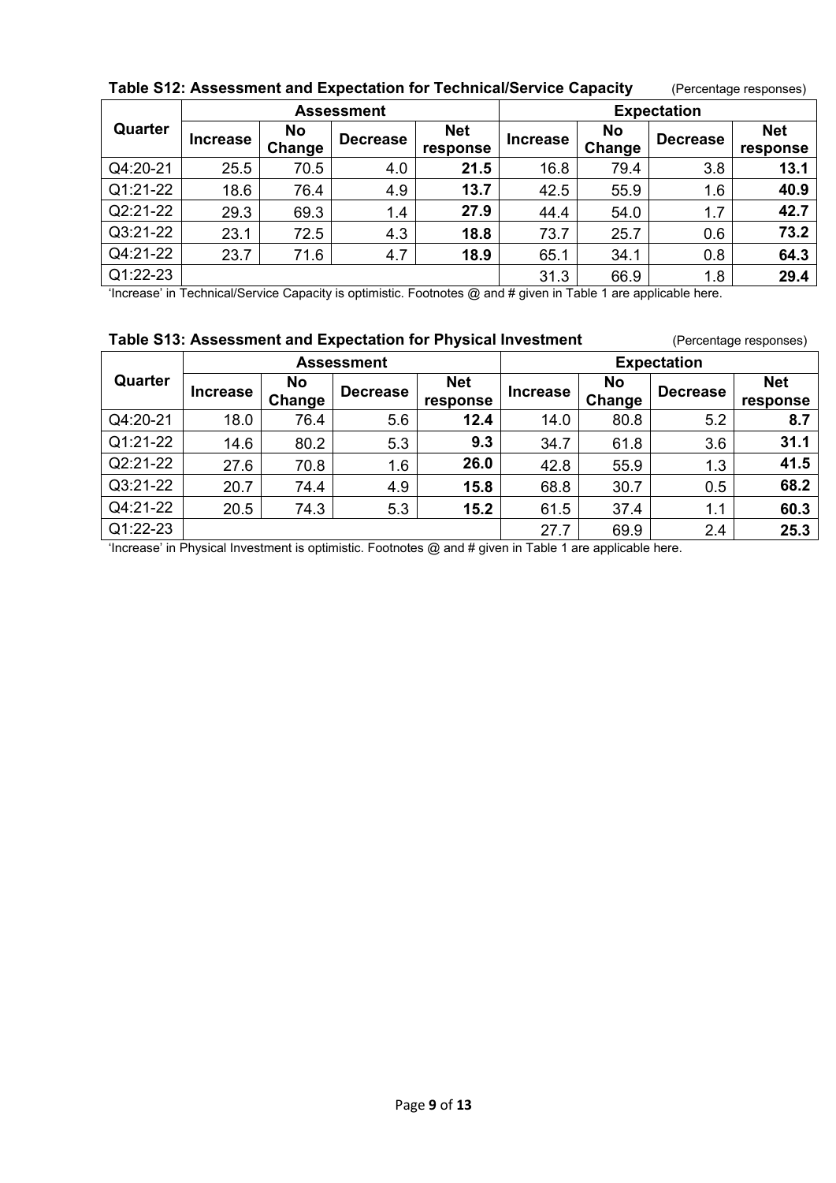**Table S12: Assessment and Expectation for Technical/Service Capacity** (Percentage responses)

| Quarter | Assessment | | | | Expectation | | | |
|---|---|---|---|---|---|---|---|---|
| | Increase | No Change | Decrease | Net response | Increase | No Change | Decrease | Net response |
| Q4:20-21 | 25.5 | 70.5 | 4.0 | **21.5** | 16.8 | 79.4 | 3.8 | **13.1** |
| Q1:21-22 | 18.6 | 76.4 | 4.9 | **13.7** | 42.5 | 55.9 | 1.6 | **40.9** |
| Q2:21-22 | 29.3 | 69.3 | 1.4 | **27.9** | 44.4 | 54.0 | 1.7 | **42.7** |
| Q3:21-22 | 23.1 | 72.5 | 4.3 | **18.8** | 73.7 | 25.7 | 0.6 | **73.2** |
| Q4:21-22 | 23.7 | 71.6 | 4.7 | **18.9** | 65.1 | 34.1 | 0.8 | **64.3** |
| Q1:22-23 | | | | | 31.3 | 66.9 | 1.8 | **29.4** |

'Increase' in Technical/Service Capacity is optimistic. Footnotes @ and # given in Table 1 are applicable here.

**Table S13: Assessment and Expectation for Physical Investment** (Percentage responses)

| Quarter | Assessment | | | | Expectation | | | |
|---|---|---|---|---|---|---|---|---|
| | Increase | No Change | Decrease | Net response | Increase | No Change | Decrease | Net response |
| Q4:20-21 | 18.0 | 76.4 | 5.6 | **12.4** | 14.0 | 80.8 | 5.2 | **8.7** |
| Q1:21-22 | 14.6 | 80.2 | 5.3 | **9.3** | 34.7 | 61.8 | 3.6 | **31.1** |
| Q2:21-22 | 27.6 | 70.8 | 1.6 | **26.0** | 42.8 | 55.9 | 1.3 | **41.5** |
| Q3:21-22 | 20.7 | 74.4 | 4.9 | **15.8** | 68.8 | 30.7 | 0.5 | **68.2** |
| Q4:21-22 | 20.5 | 74.3 | 5.3 | **15.2** | 61.5 | 37.4 | 1.1 | **60.3** |
| Q1:22-23 | | | | | 27.7 | 69.9 | 2.4 | **25.3** |

'Increase' in Physical Investment is optimistic. Footnotes @ and # given in Table 1 are applicable here.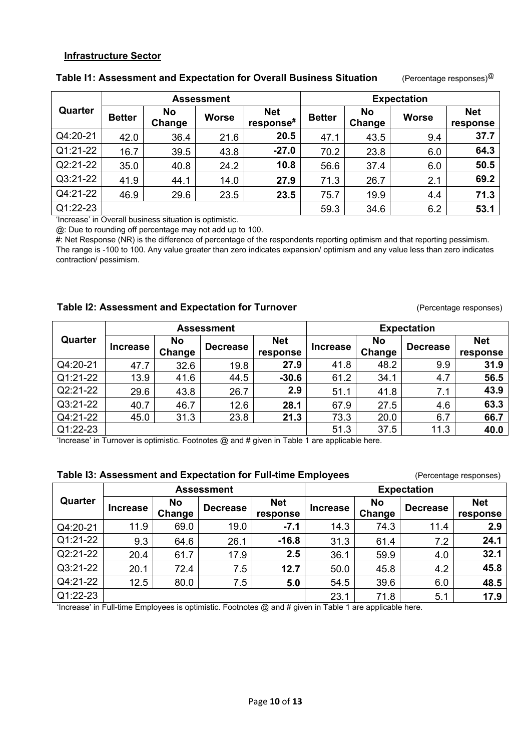**Infrastructure Sector**

**Table I1: Assessment and Expectation for Overall Business Situation** (Percentage responses)@

| Quarter | Assessment | | | | Expectation | | | |
|---|---|---|---|---|---|---|---|---|
| | Better | No Change | Worse | Net response# | Better | No Change | Worse | Net response |
| Q4:20-21 | 42.0 | 36.4 | 21.6 | **20.5** | 47.1 | 43.5 | 9.4 | **37.7** |
| Q1:21-22 | 16.7 | 39.5 | 43.8 | **-27.0** | 70.2 | 23.8 | 6.0 | **64.3** |
| Q2:21-22 | 35.0 | 40.8 | 24.2 | **10.8** | 56.6 | 37.4 | 6.0 | **50.5** |
| Q3:21-22 | 41.9 | 44.1 | 14.0 | **27.9** | 71.3 | 26.7 | 2.1 | **69.2** |
| Q4:21-22 | 46.9 | 29.6 | 23.5 | **23.5** | 75.7 | 19.9 | 4.4 | **71.3** |
| Q1:22-23 | | | | | 59.3 | 34.6 | 6.2 | **53.1** |

'Increase' in Overall business situation is optimistic.

@: Due to rounding off percentage may not add up to 100.

#: Net Response (NR) is the difference of percentage of the respondents reporting optimism and that reporting pessimism. The range is -100 to 100. Any value greater than zero indicates expansion/ optimism and any value less than zero indicates contraction/ pessimism.

**Table I2: Assessment and Expectation for Turnover** (Percentage responses)

| Quarter | Assessment | | | | Expectation | | | |
|---|---|---|---|---|---|---|---|---|
| | Increase | No Change | Decrease | Net response | Increase | No Change | Decrease | Net response |
| Q4:20-21 | 47.7 | 32.6 | 19.8 | **27.9** | 41.8 | 48.2 | 9.9 | **31.9** |
| Q1:21-22 | 13.9 | 41.6 | 44.5 | **-30.6** | 61.2 | 34.1 | 4.7 | **56.5** |
| Q2:21-22 | 29.6 | 43.8 | 26.7 | **2.9** | 51.1 | 41.8 | 7.1 | **43.9** |
| Q3:21-22 | 40.7 | 46.7 | 12.6 | **28.1** | 67.9 | 27.5 | 4.6 | **63.3** |
| Q4:21-22 | 45.0 | 31.3 | 23.8 | **21.3** | 73.3 | 20.0 | 6.7 | **66.7** |
| Q1:22-23 | | | | | 51.3 | 37.5 | 11.3 | **40.0** |

'Increase' in Turnover is optimistic. Footnotes @ and # given in Table 1 are applicable here.

**Table I3: Assessment and Expectation for Full-time Employees** (Percentage responses)

| Quarter | Assessment | | | | Expectation | | | |
|---|---|---|---|---|---|---|---|---|
| | Increase | No Change | Decrease | Net response | Increase | No Change | Decrease | Net response |
| Q4:20-21 | 11.9 | 69.0 | 19.0 | **-7.1** | 14.3 | 74.3 | 11.4 | **2.9** |
| Q1:21-22 | 9.3 | 64.6 | 26.1 | **-16.8** | 31.3 | 61.4 | 7.2 | **24.1** |
| Q2:21-22 | 20.4 | 61.7 | 17.9 | **2.5** | 36.1 | 59.9 | 4.0 | **32.1** |
| Q3:21-22 | 20.1 | 72.4 | 7.5 | **12.7** | 50.0 | 45.8 | 4.2 | **45.8** |
| Q4:21-22 | 12.5 | 80.0 | 7.5 | **5.0** | 54.5 | 39.6 | 6.0 | **48.5** |
| Q1:22-23 | | | | | 23.1 | 71.8 | 5.1 | **17.9** |

'Increase' in Full-time Employees is optimistic. Footnotes @ and # given in Table 1 are applicable here.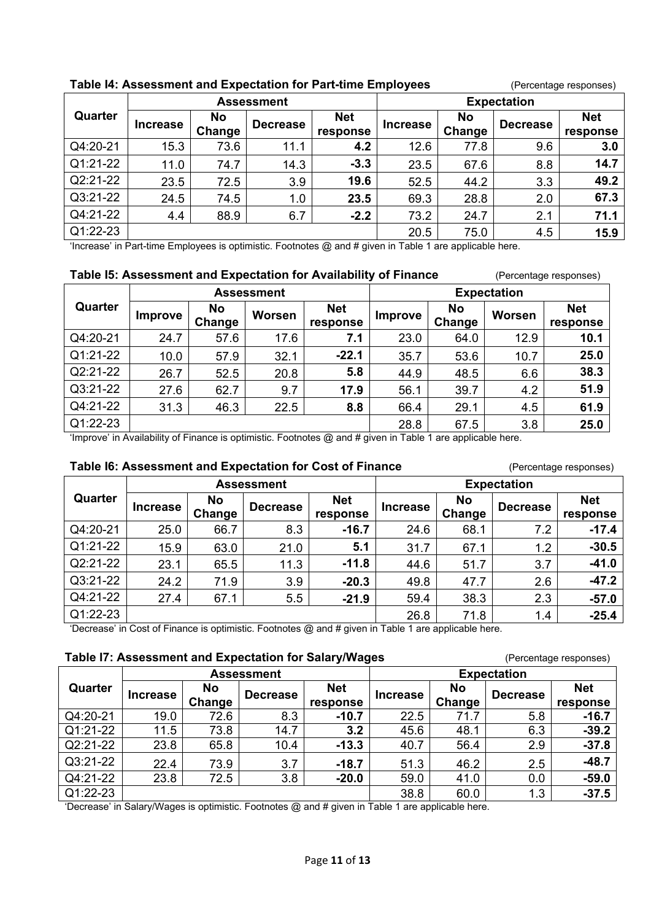**Table I4: Assessment and Expectation for Part-time Employees** (Percentage responses)

| Quarter | Assessment | | | | Expectation | | | |
|---|---|---|---|---|---|---|---|---|
| | Increase | No Change | Decrease | Net response | Increase | No Change | Decrease | Net response |
| Q4:20-21 | 15.3 | 73.6 | 11.1 | **4.2** | 12.6 | 77.8 | 9.6 | **3.0** |
| Q1:21-22 | 11.0 | 74.7 | 14.3 | **-3.3** | 23.5 | 67.6 | 8.8 | **14.7** |
| Q2:21-22 | 23.5 | 72.5 | 3.9 | **19.6** | 52.5 | 44.2 | 3.3 | **49.2** |
| Q3:21-22 | 24.5 | 74.5 | 1.0 | **23.5** | 69.3 | 28.8 | 2.0 | **67.3** |
| Q4:21-22 | 4.4 | 88.9 | 6.7 | **-2.2** | 73.2 | 24.7 | 2.1 | **71.1** |
| Q1:22-23 | | | | | 20.5 | 75.0 | 4.5 | **15.9** |

'Increase' in Part-time Employees is optimistic. Footnotes @ and # given in Table 1 are applicable here.

**Table I5: Assessment and Expectation for Availability of Finance** (Percentage responses)

| Quarter | Assessment | | | | Expectation | | | |
|---|---|---|---|---|---|---|---|---|
| | Improve | No Change | Worsen | Net response | Improve | No Change | Worsen | Net response |
| Q4:20-21 | 24.7 | 57.6 | 17.6 | **7.1** | 23.0 | 64.0 | 12.9 | **10.1** |
| Q1:21-22 | 10.0 | 57.9 | 32.1 | **-22.1** | 35.7 | 53.6 | 10.7 | **25.0** |
| Q2:21-22 | 26.7 | 52.5 | 20.8 | **5.8** | 44.9 | 48.5 | 6.6 | **38.3** |
| Q3:21-22 | 27.6 | 62.7 | 9.7 | **17.9** | 56.1 | 39.7 | 4.2 | **51.9** |
| Q4:21-22 | 31.3 | 46.3 | 22.5 | **8.8** | 66.4 | 29.1 | 4.5 | **61.9** |
| Q1:22-23 | | | | | 28.8 | 67.5 | 3.8 | **25.0** |

'Improve' in Availability of Finance is optimistic. Footnotes @ and # given in Table 1 are applicable here.

**Table I6: Assessment and Expectation for Cost of Finance** (Percentage responses)

| Quarter | Assessment | | | | Expectation | | | |
|---|---|---|---|---|---|---|---|---|
| | Increase | No Change | Decrease | Net response | Increase | No Change | Decrease | Net response |
| Q4:20-21 | 25.0 | 66.7 | 8.3 | **-16.7** | 24.6 | 68.1 | 7.2 | **-17.4** |
| Q1:21-22 | 15.9 | 63.0 | 21.0 | **5.1** | 31.7 | 67.1 | 1.2 | **-30.5** |
| Q2:21-22 | 23.1 | 65.5 | 11.3 | **-11.8** | 44.6 | 51.7 | 3.7 | **-41.0** |
| Q3:21-22 | 24.2 | 71.9 | 3.9 | **-20.3** | 49.8 | 47.7 | 2.6 | **-47.2** |
| Q4:21-22 | 27.4 | 67.1 | 5.5 | **-21.9** | 59.4 | 38.3 | 2.3 | **-57.0** |
| Q1:22-23 | | | | | 26.8 | 71.8 | 1.4 | **-25.4** |

'Decrease' in Cost of Finance is optimistic. Footnotes @ and # given in Table 1 are applicable here.

**Table I7: Assessment and Expectation for Salary/Wages** (Percentage responses)

| Quarter | Assessment | | | | Expectation | | | |
|---|---|---|---|---|---|---|---|---|
| | Increase | No Change | Decrease | Net response | Increase | No Change | Decrease | Net response |
| Q4:20-21 | 19.0 | 72.6 | 8.3 | **-10.7** | 22.5 | 71.7 | 5.8 | **-16.7** |
| Q1:21-22 | 11.5 | 73.8 | 14.7 | **3.2** | 45.6 | 48.1 | 6.3 | **-39.2** |
| Q2:21-22 | 23.8 | 65.8 | 10.4 | **-13.3** | 40.7 | 56.4 | 2.9 | **-37.8** |
| Q3:21-22 | 22.4 | 73.9 | 3.7 | **-18.7** | 51.3 | 46.2 | 2.5 | **-48.7** |
| Q4:21-22 | 23.8 | 72.5 | 3.8 | **-20.0** | 59.0 | 41.0 | 0.0 | **-59.0** |
| Q1:22-23 | | | | | 38.8 | 60.0 | 1.3 | **-37.5** |

'Decrease' in Salary/Wages is optimistic. Footnotes @ and # given in Table 1 are applicable here.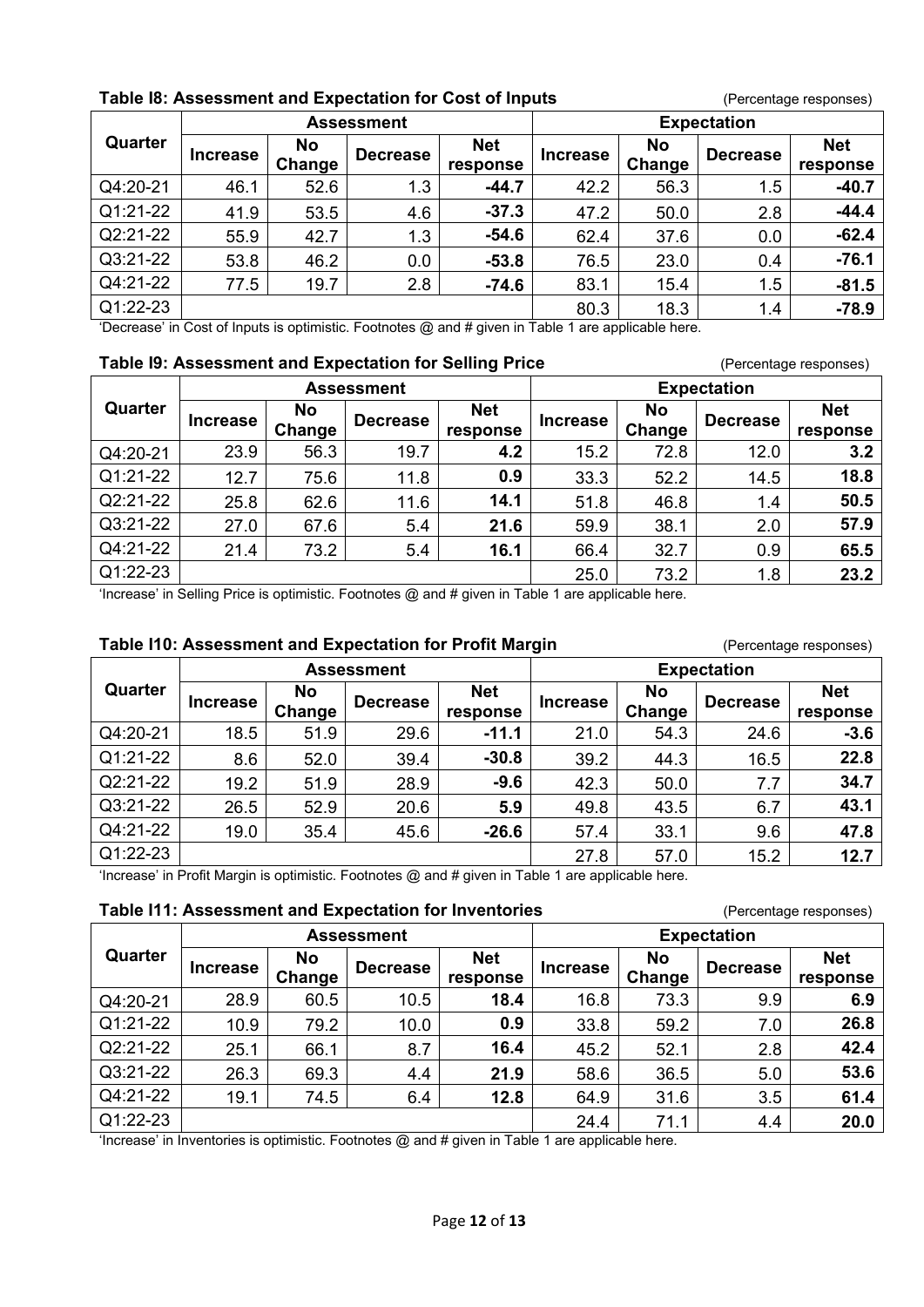**Table I8: Assessment and Expectation for Cost of Inputs** (Percentage responses)

| Quarter | Assessment | | | | Expectation | | | |
|---|---|---|---|---|---|---|---|---|
| | Increase | No Change | Decrease | Net response | Increase | No Change | Decrease | Net response |
| Q4:20-21 | 46.1 | 52.6 | 1.3 | **-44.7** | 42.2 | 56.3 | 1.5 | **-40.7** |
| Q1:21-22 | 41.9 | 53.5 | 4.6 | **-37.3** | 47.2 | 50.0 | 2.8 | **-44.4** |
| Q2:21-22 | 55.9 | 42.7 | 1.3 | **-54.6** | 62.4 | 37.6 | 0.0 | **-62.4** |
| Q3:21-22 | 53.8 | 46.2 | 0.0 | **-53.8** | 76.5 | 23.0 | 0.4 | **-76.1** |
| Q4:21-22 | 77.5 | 19.7 | 2.8 | **-74.6** | 83.1 | 15.4 | 1.5 | **-81.5** |
| Q1:22-23 | | | | | 80.3 | 18.3 | 1.4 | **-78.9** |

'Decrease' in Cost of Inputs is optimistic. Footnotes @ and # given in Table 1 are applicable here.

**Table I9: Assessment and Expectation for Selling Price** (Percentage responses)

| Quarter | Assessment | | | | Expectation | | | |
|---|---|---|---|---|---|---|---|---|
| | Increase | No Change | Decrease | Net response | Increase | No Change | Decrease | Net response |
| Q4:20-21 | 23.9 | 56.3 | 19.7 | **4.2** | 15.2 | 72.8 | 12.0 | **3.2** |
| Q1:21-22 | 12.7 | 75.6 | 11.8 | **0.9** | 33.3 | 52.2 | 14.5 | **18.8** |
| Q2:21-22 | 25.8 | 62.6 | 11.6 | **14.1** | 51.8 | 46.8 | 1.4 | **50.5** |
| Q3:21-22 | 27.0 | 67.6 | 5.4 | **21.6** | 59.9 | 38.1 | 2.0 | **57.9** |
| Q4:21-22 | 21.4 | 73.2 | 5.4 | **16.1** | 66.4 | 32.7 | 0.9 | **65.5** |
| Q1:22-23 | | | | | 25.0 | 73.2 | 1.8 | **23.2** |

'Increase' in Selling Price is optimistic. Footnotes @ and # given in Table 1 are applicable here.

**Table I10: Assessment and Expectation for Profit Margin** (Percentage responses)

| Quarter | Assessment | | | | Expectation | | | |
|---|---|---|---|---|---|---|---|---|
| | Increase | No Change | Decrease | Net response | Increase | No Change | Decrease | Net response |
| Q4:20-21 | 18.5 | 51.9 | 29.6 | **-11.1** | 21.0 | 54.3 | 24.6 | **-3.6** |
| Q1:21-22 | 8.6 | 52.0 | 39.4 | **-30.8** | 39.2 | 44.3 | 16.5 | **22.8** |
| Q2:21-22 | 19.2 | 51.9 | 28.9 | **-9.6** | 42.3 | 50.0 | 7.7 | **34.7** |
| Q3:21-22 | 26.5 | 52.9 | 20.6 | **5.9** | 49.8 | 43.5 | 6.7 | **43.1** |
| Q4:21-22 | 19.0 | 35.4 | 45.6 | **-26.6** | 57.4 | 33.1 | 9.6 | **47.8** |
| Q1:22-23 | | | | | 27.8 | 57.0 | 15.2 | **12.7** |

'Increase' in Profit Margin is optimistic. Footnotes @ and # given in Table 1 are applicable here.

**Table I11: Assessment and Expectation for Inventories** (Percentage responses)

| Quarter | Assessment | | | | Expectation | | | |
|---|---|---|---|---|---|---|---|---|
| | Increase | No Change | Decrease | Net response | Increase | No Change | Decrease | Net response |
| Q4:20-21 | 28.9 | 60.5 | 10.5 | **18.4** | 16.8 | 73.3 | 9.9 | **6.9** |
| Q1:21-22 | 10.9 | 79.2 | 10.0 | **0.9** | 33.8 | 59.2 | 7.0 | **26.8** |
| Q2:21-22 | 25.1 | 66.1 | 8.7 | **16.4** | 45.2 | 52.1 | 2.8 | **42.4** |
| Q3:21-22 | 26.3 | 69.3 | 4.4 | **21.9** | 58.6 | 36.5 | 5.0 | **53.6** |
| Q4:21-22 | 19.1 | 74.5 | 6.4 | **12.8** | 64.9 | 31.6 | 3.5 | **61.4** |
| Q1:22-23 | | | | | 24.4 | 71.1 | 4.4 | **20.0** |

'Increase' in Inventories is optimistic. Footnotes @ and # given in Table 1 are applicable here.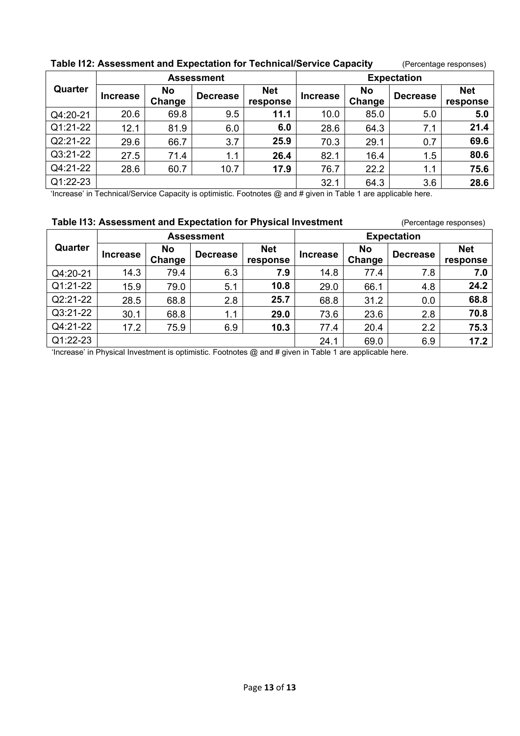**Table I12: Assessment and Expectation for Technical/Service Capacity** (Percentage responses)

| Quarter | Assessment | | | | Expectation | | | |
|---|---|---|---|---|---|---|---|---|
| | Increase | No Change | Decrease | Net response | Increase | No Change | Decrease | Net response |
| Q4:20-21 | 20.6 | 69.8 | 9.5 | **11.1** | 10.0 | 85.0 | 5.0 | **5.0** |
| Q1:21-22 | 12.1 | 81.9 | 6.0 | **6.0** | 28.6 | 64.3 | 7.1 | **21.4** |
| Q2:21-22 | 29.6 | 66.7 | 3.7 | **25.9** | 70.3 | 29.1 | 0.7 | **69.6** |
| Q3:21-22 | 27.5 | 71.4 | 1.1 | **26.4** | 82.1 | 16.4 | 1.5 | **80.6** |
| Q4:21-22 | 28.6 | 60.7 | 10.7 | **17.9** | 76.7 | 22.2 | 1.1 | **75.6** |
| Q1:22-23 | | | | | 32.1 | 64.3 | 3.6 | **28.6** |

'Increase' in Technical/Service Capacity is optimistic. Footnotes @ and # given in Table 1 are applicable here.

**Table I13: Assessment and Expectation for Physical Investment** (Percentage responses)

| Quarter | Assessment | | | | Expectation | | | |
|---|---|---|---|---|---|---|---|---|
| | Increase | No Change | Decrease | Net response | Increase | No Change | Decrease | Net response |
| Q4:20-21 | 14.3 | 79.4 | 6.3 | **7.9** | 14.8 | 77.4 | 7.8 | **7.0** |
| Q1:21-22 | 15.9 | 79.0 | 5.1 | **10.8** | 29.0 | 66.1 | 4.8 | **24.2** |
| Q2:21-22 | 28.5 | 68.8 | 2.8 | **25.7** | 68.8 | 31.2 | 0.0 | **68.8** |
| Q3:21-22 | 30.1 | 68.8 | 1.1 | **29.0** | 73.6 | 23.6 | 2.8 | **70.8** |
| Q4:21-22 | 17.2 | 75.9 | 6.9 | **10.3** | 77.4 | 20.4 | 2.2 | **75.3** |
| Q1:22-23 | | | | | 24.1 | 69.0 | 6.9 | **17.2** |

'Increase' in Physical Investment is optimistic. Footnotes @ and # given in Table 1 are applicable here.